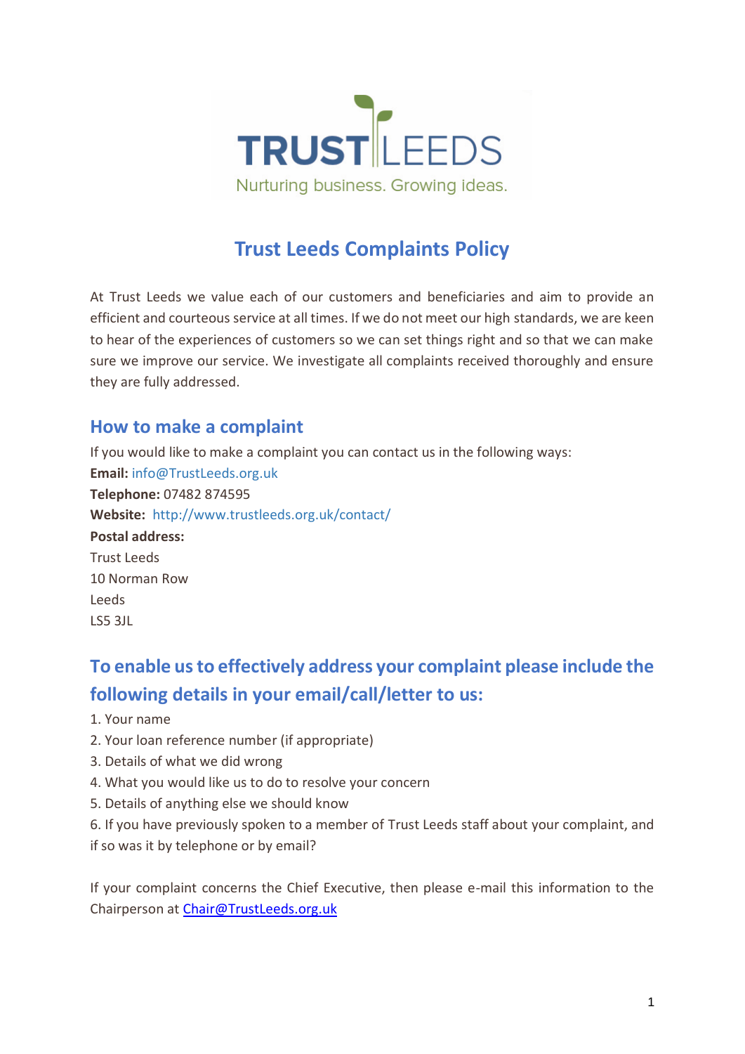TRUST LEEDS

Nurturing business. Growing ideas.

# Trust Leeds Complaints Policy

At Trust Leeds we value each of our customers and beneficiaries and aim to provide an efficient and courteous service at all times. If we do not meet our high standards, we are keen to hear of the experiences of customers so we can set things right and so that we can make sure we improve our service. We investigate all complaints received thoroughly and ensure they are fully addressed.

## How to make a complaint

If you would like to make a complaint you can contact us in the following ways:

**Email:** info@TrustLeeds.org.uk

**Telephone:** 07482 874595

**Website:** http://www.trustleeds.org.uk/contact/

**Postal address:**

Trust Leeds

10 Norman Row

Leeds

LS5 3JL

## To enable us to effectively address your complaint please include the following details in your email/call/letter to us:

1. Your name
2. Your loan reference number (if appropriate)
3. Details of what we did wrong
4. What you would like us to do to resolve your concern
5. Details of anything else we should know
6. If you have previously spoken to a member of Trust Leeds staff about your complaint, and if so was it by telephone or by email?

If your complaint concerns the Chief Executive, then please e-mail this information to the Chairperson at Chair@TrustLeeds.org.uk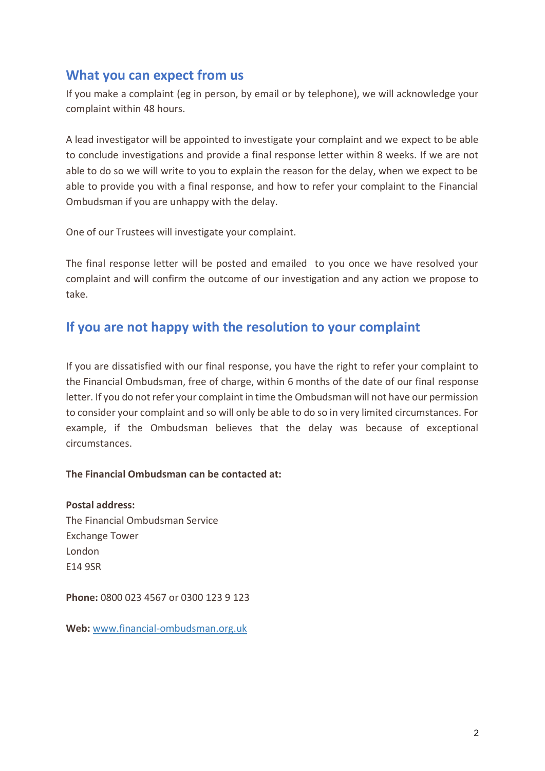## What you can expect from us

If you make a complaint (eg in person, by email or by telephone), we will acknowledge your complaint within 48 hours.

A lead investigator will be appointed to investigate your complaint and we expect to be able to conclude investigations and provide a final response letter within 8 weeks. If we are not able to do so we will write to you to explain the reason for the delay, when we expect to be able to provide you with a final response, and how to refer your complaint to the Financial Ombudsman if you are unhappy with the delay.

One of our Trustees will investigate your complaint.

The final response letter will be posted and emailed to you once we have resolved your complaint and will confirm the outcome of our investigation and any action we propose to take.

## If you are not happy with the resolution to your complaint

If you are dissatisfied with our final response, you have the right to refer your complaint to the Financial Ombudsman, free of charge, within 6 months of the date of our final response letter. If you do not refer your complaint in time the Ombudsman will not have our permission to consider your complaint and so will only be able to do so in very limited circumstances. For example, if the Ombudsman believes that the delay was because of exceptional circumstances.

**The Financial Ombudsman can be contacted at:**

**Postal address:**
The Financial Ombudsman Service
Exchange Tower
London
E14 9SR

**Phone:** 0800 023 4567 or 0300 123 9 123

**Web:** www.financial-ombudsman.org.uk